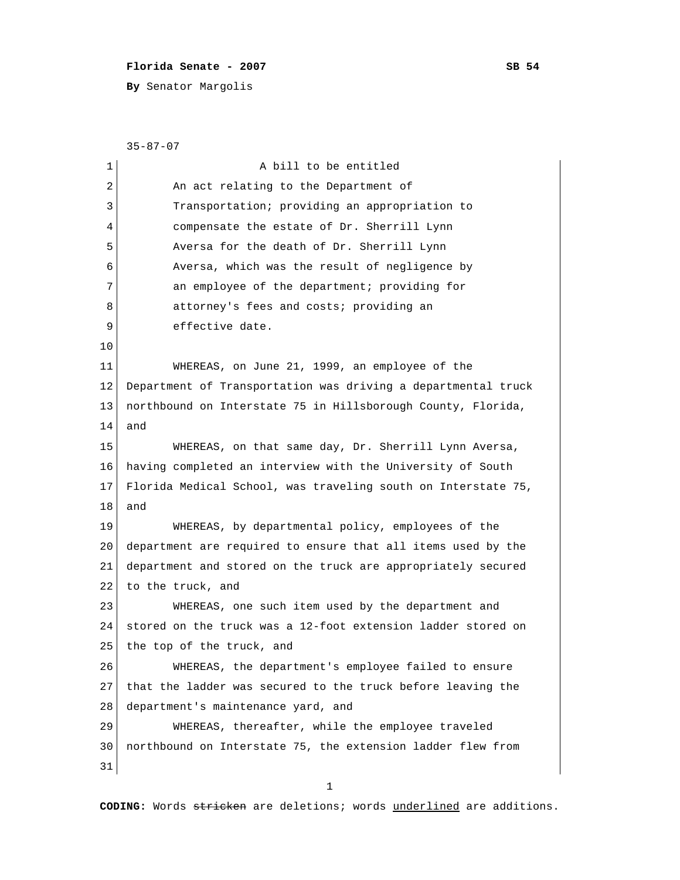**Florida Senate - 2007** **SB 54**

**By** Senator Margolis

35-87-07

A bill to be entitled

An act relating to the Department of Transportation; providing an appropriation to compensate the estate of Dr. Sherrill Lynn Aversa for the death of Dr. Sherrill Lynn Aversa, which was the result of negligence by an employee of the department; providing for attorney's fees and costs; providing an effective date.

WHEREAS, on June 21, 1999, an employee of the Department of Transportation was driving a departmental truck northbound on Interstate 75 in Hillsborough County, Florida, and

WHEREAS, on that same day, Dr. Sherrill Lynn Aversa, having completed an interview with the University of South Florida Medical School, was traveling south on Interstate 75, and

WHEREAS, by departmental policy, employees of the department are required to ensure that all items used by the department and stored on the truck are appropriately secured to the truck, and

WHEREAS, one such item used by the department and stored on the truck was a 12-foot extension ladder stored on the top of the truck, and

WHEREAS, the department's employee failed to ensure that the ladder was secured to the truck before leaving the department's maintenance yard, and

WHEREAS, thereafter, while the employee traveled northbound on Interstate 75, the extension ladder flew from

**CODING:** Words ~~stricken~~ are deletions; words <u>underlined</u> are additions.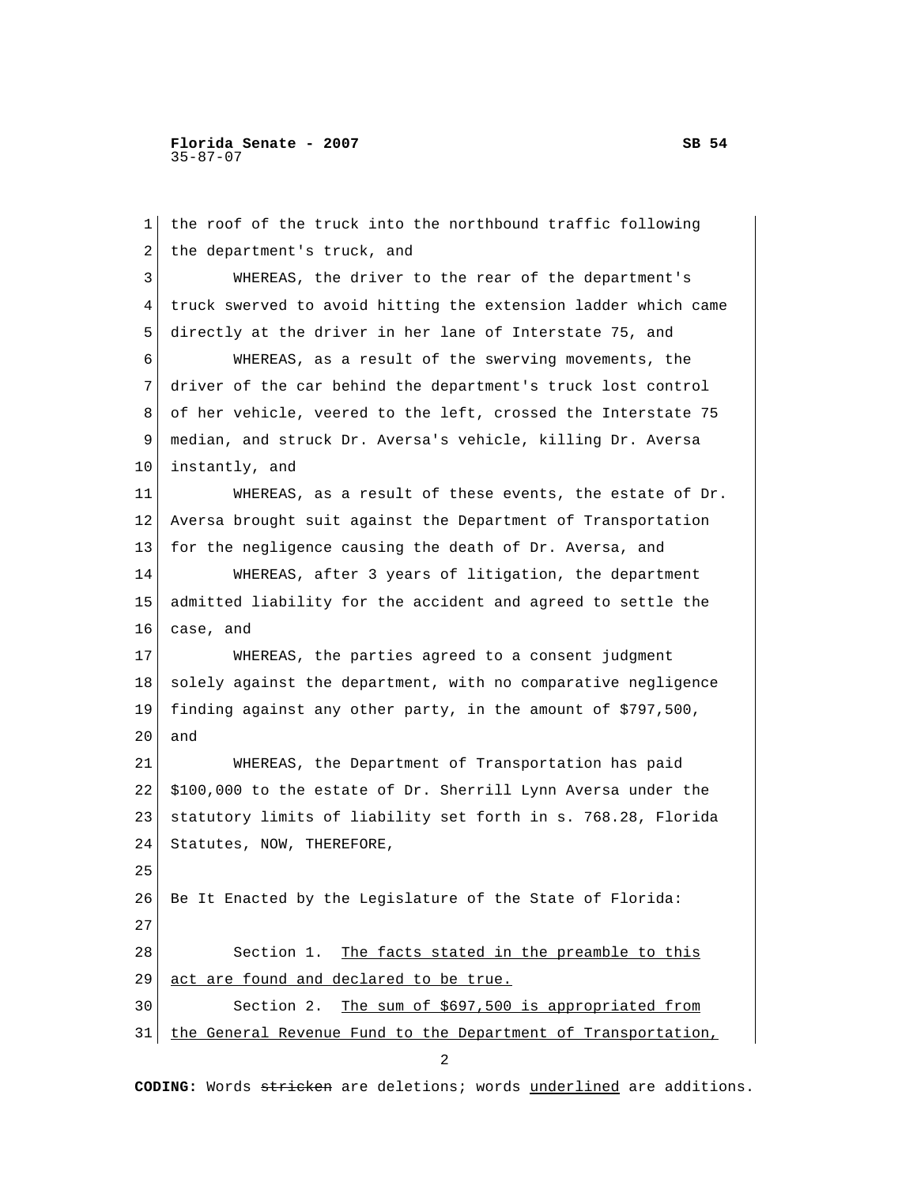the roof of the truck into the northbound traffic following the department's truck, and

WHEREAS, the driver to the rear of the department's truck swerved to avoid hitting the extension ladder which came directly at the driver in her lane of Interstate 75, and

WHEREAS, as a result of the swerving movements, the driver of the car behind the department's truck lost control of her vehicle, veered to the left, crossed the Interstate 75 median, and struck Dr. Aversa's vehicle, killing Dr. Aversa instantly, and

WHEREAS, as a result of these events, the estate of Dr. Aversa brought suit against the Department of Transportation for the negligence causing the death of Dr. Aversa, and

WHEREAS, after 3 years of litigation, the department admitted liability for the accident and agreed to settle the case, and

WHEREAS, the parties agreed to a consent judgment solely against the department, with no comparative negligence finding against any other party, in the amount of $797,500, and

WHEREAS, the Department of Transportation has paid $100,000 to the estate of Dr. Sherrill Lynn Aversa under the statutory limits of liability set forth in s. 768.28, Florida Statutes, NOW, THEREFORE,

Be It Enacted by the Legislature of the State of Florida:

Section 1. <u>The facts stated in the preamble to this act are found and declared to be true.</u>

Section 2. <u>The sum of $697,500 is appropriated from the General Revenue Fund to the Department of Transportation,</u>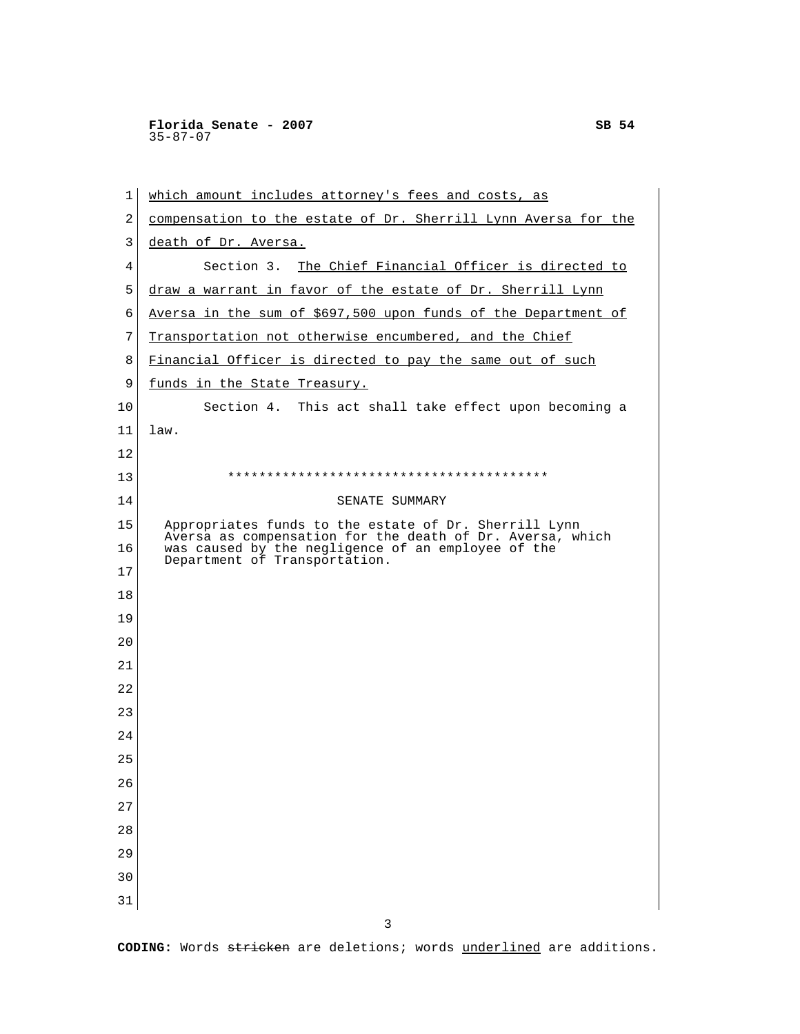which amount includes attorney's fees and costs, as compensation to the estate of Dr. Sherrill Lynn Aversa for the death of Dr. Aversa.

Section 3. The Chief Financial Officer is directed to draw a warrant in favor of the estate of Dr. Sherrill Lynn Aversa in the sum of $697,500 upon funds of the Department of Transportation not otherwise encumbered, and the Chief Financial Officer is directed to pay the same out of such funds in the State Treasury.

Section 4. This act shall take effect upon becoming a law.

*****************************************

SENATE SUMMARY

Appropriates funds to the estate of Dr. Sherrill Lynn Aversa as compensation for the death of Dr. Aversa, which was caused by the negligence of an employee of the Department of Transportation.

**CODING:** Words ~~stricken~~ are deletions; words <u>underlined</u> are additions.